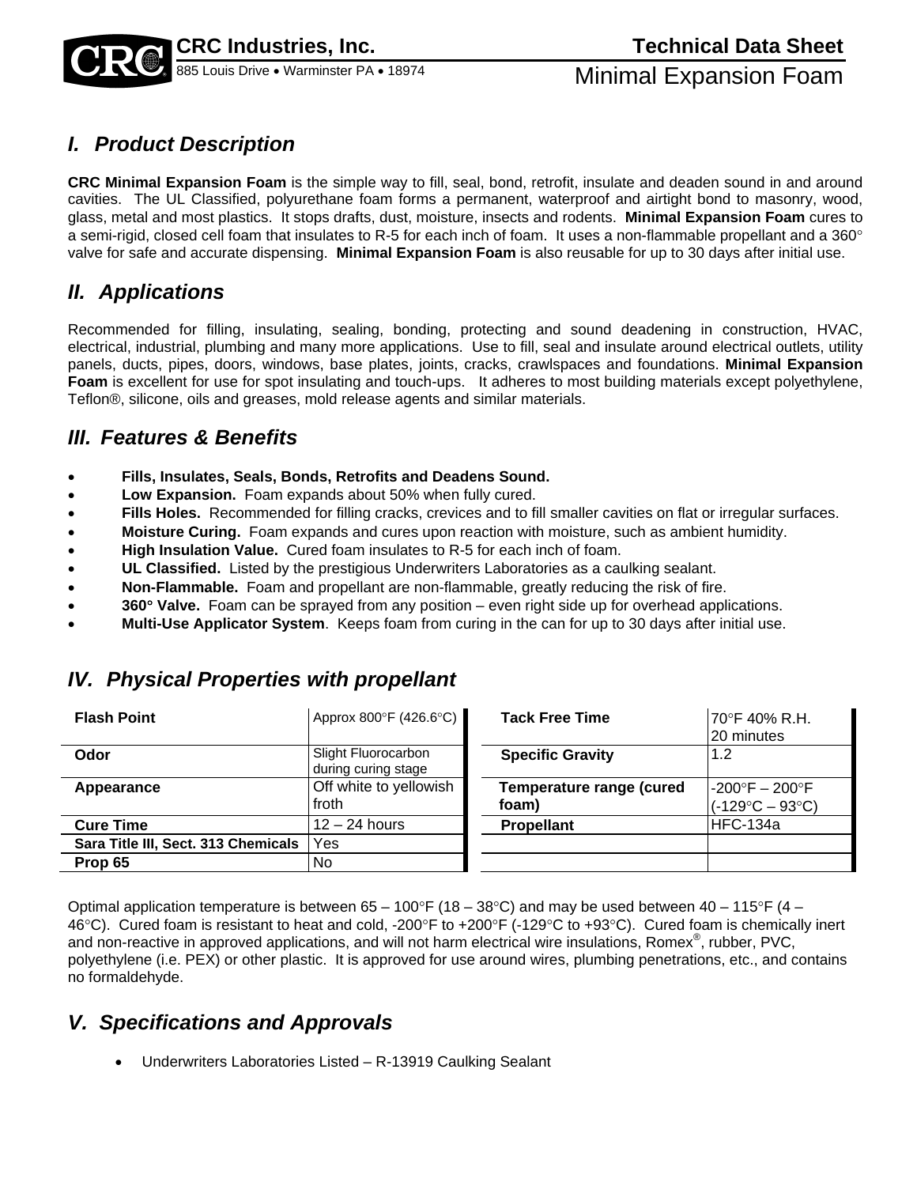**CRC Industries, Inc.**
885 Louis Drive • Warminster PA • 18974

**Technical Data Sheet**
Minimal Expansion Foam

## I. Product Description

**CRC Minimal Expansion Foam** is the simple way to fill, seal, bond, retrofit, insulate and deaden sound in and around cavities. The UL Classified, polyurethane foam forms a permanent, waterproof and airtight bond to masonry, wood, glass, metal and most plastics. It stops drafts, dust, moisture, insects and rodents. **Minimal Expansion Foam** cures to a semi-rigid, closed cell foam that insulates to R-5 for each inch of foam. It uses a non-flammable propellant and a 360° valve for safe and accurate dispensing. **Minimal Expansion Foam** is also reusable for up to 30 days after initial use.

## II. Applications

Recommended for filling, insulating, sealing, bonding, protecting and sound deadening in construction, HVAC, electrical, industrial, plumbing and many more applications. Use to fill, seal and insulate around electrical outlets, utility panels, ducts, pipes, doors, windows, base plates, joints, cracks, crawlspaces and foundations. **Minimal Expansion Foam** is excellent for use for spot insulating and touch-ups. It adheres to most building materials except polyethylene, Teflon®, silicone, oils and greases, mold release agents and similar materials.

## III. Features & Benefits

- **Fills, Insulates, Seals, Bonds, Retrofits and Deadens Sound.**
- **Low Expansion.** Foam expands about 50% when fully cured.
- **Fills Holes.** Recommended for filling cracks, crevices and to fill smaller cavities on flat or irregular surfaces.
- **Moisture Curing.** Foam expands and cures upon reaction with moisture, such as ambient humidity.
- **High Insulation Value.** Cured foam insulates to R-5 for each inch of foam.
- **UL Classified.** Listed by the prestigious Underwriters Laboratories as a caulking sealant.
- **Non-Flammable.** Foam and propellant are non-flammable, greatly reducing the risk of fire.
- **360° Valve.** Foam can be sprayed from any position – even right side up for overhead applications.
- **Multi-Use Applicator System**. Keeps foam from curing in the can for up to 30 days after initial use.

## IV. Physical Properties with propellant

| | | | |
|---|---|---|---|
| **Flash Point** | Approx 800°F (426.6°C) | **Tack Free Time** | 70°F 40% R.H. 20 minutes |
| **Odor** | Slight Fluorocarbon during curing stage | **Specific Gravity** | 1.2 |
| **Appearance** | Off white to yellowish froth | **Temperature range (cured foam)** | -200°F – 200°F (-129°C – 93°C) |
| **Cure Time** | 12 – 24 hours | **Propellant** | HFC-134a |
| **Sara Title III, Sect. 313 Chemicals** | Yes | | |
| **Prop 65** | No | | |

Optimal application temperature is between 65 – 100°F (18 – 38°C) and may be used between 40 – 115°F (4 – 46°C). Cured foam is resistant to heat and cold, -200°F to +200°F (-129°C to +93°C). Cured foam is chemically inert and non-reactive in approved applications, and will not harm electrical wire insulations, Romex®, rubber, PVC, polyethylene (i.e. PEX) or other plastic. It is approved for use around wires, plumbing penetrations, etc., and contains no formaldehyde.

## V. Specifications and Approvals

- Underwriters Laboratories Listed – R-13919 Caulking Sealant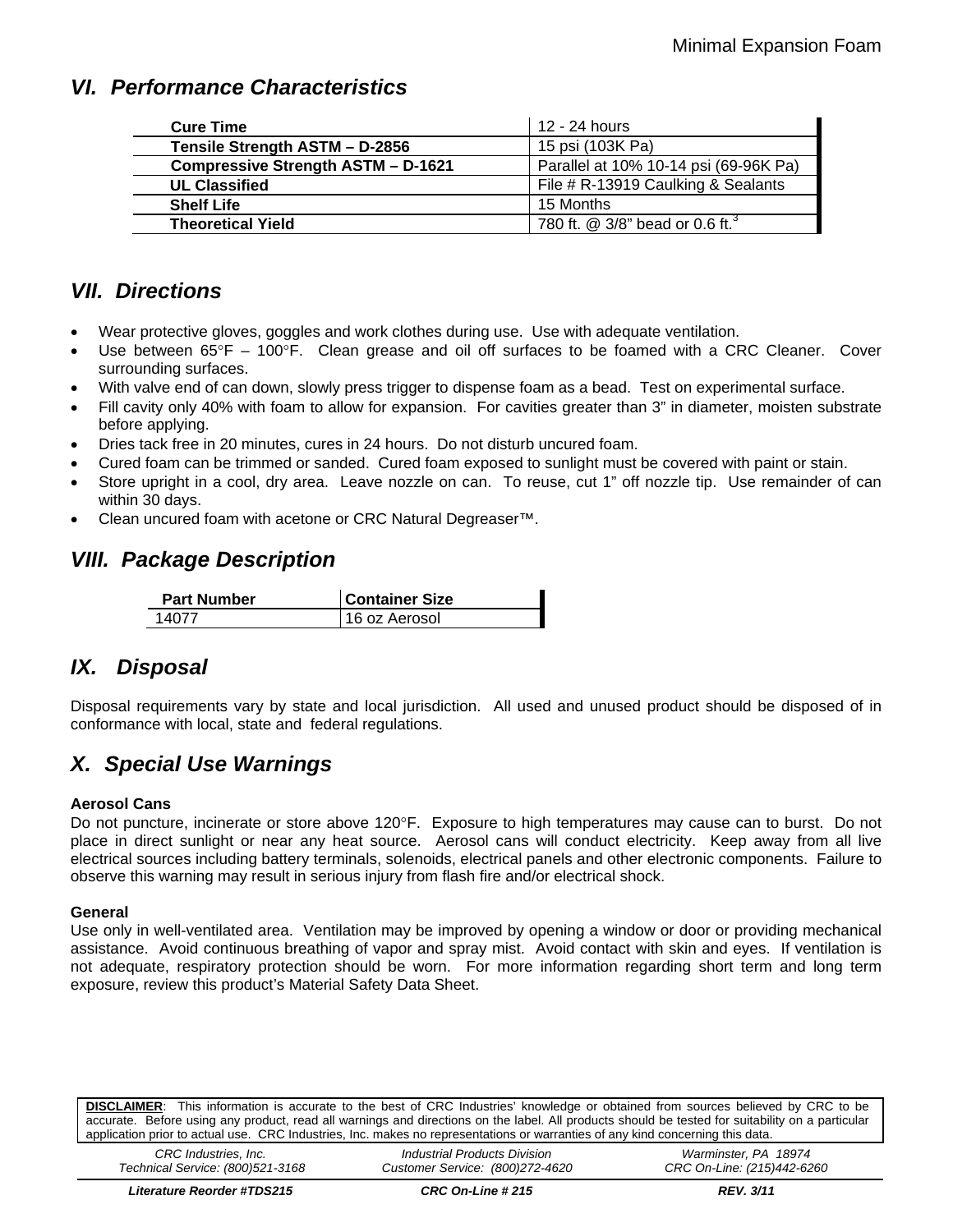## VI. Performance Characteristics

| | |
|---|---|
| **Cure Time** | 12 - 24 hours |
| **Tensile Strength ASTM – D-2856** | 15 psi (103K Pa) |
| **Compressive Strength ASTM – D-1621** | Parallel at 10% 10-14 psi (69-96K Pa) |
| **UL Classified** | File # R-13919 Caulking & Sealants |
| **Shelf Life** | 15 Months |
| **Theoretical Yield** | 780 ft. @ 3/8" bead or 0.6 $ft.^3$ |

## VII. Directions

- Wear protective gloves, goggles and work clothes during use. Use with adequate ventilation.
- Use between 65°F – 100°F. Clean grease and oil off surfaces to be foamed with a CRC Cleaner. Cover surrounding surfaces.
- With valve end of can down, slowly press trigger to dispense foam as a bead. Test on experimental surface.
- Fill cavity only 40% with foam to allow for expansion. For cavities greater than 3" in diameter, moisten substrate before applying.
- Dries tack free in 20 minutes, cures in 24 hours. Do not disturb uncured foam.
- Cured foam can be trimmed or sanded. Cured foam exposed to sunlight must be covered with paint or stain.
- Store upright in a cool, dry area. Leave nozzle on can. To reuse, cut 1" off nozzle tip. Use remainder of can within 30 days.
- Clean uncured foam with acetone or CRC Natural Degreaser™.

## VIII. Package Description

| Part Number | Container Size |
|---|---|
| 14077 | 16 oz Aerosol |

## IX. Disposal

Disposal requirements vary by state and local jurisdiction. All used and unused product should be disposed of in conformance with local, state and federal regulations.

## X. Special Use Warnings

**Aerosol Cans**

Do not puncture, incinerate or store above 120°F. Exposure to high temperatures may cause can to burst. Do not place in direct sunlight or near any heat source. Aerosol cans will conduct electricity. Keep away from all live electrical sources including battery terminals, solenoids, electrical panels and other electronic components. Failure to observe this warning may result in serious injury from flash fire and/or electrical shock.

**General**

Use only in well-ventilated area. Ventilation may be improved by opening a window or door or providing mechanical assistance. Avoid continuous breathing of vapor and spray mist. Avoid contact with skin and eyes. If ventilation is not adequate, respiratory protection should be worn. For more information regarding short term and long term exposure, review this product's Material Safety Data Sheet.

**DISCLAIMER**: This information is accurate to the best of CRC Industries' knowledge or obtained from sources believed by CRC to be accurate. Before using any product, read all warnings and directions on the label. All products should be tested for suitability on a particular application prior to actual use. CRC Industries, Inc. makes no representations or warranties of any kind concerning this data.

*CRC Industries, Inc.* *Technical Service: (800)521-3168*
*Industrial Products Division* *Customer Service: (800)272-4620*
*Warminster, PA 18974* *CRC On-Line: (215)442-6260*

***Literature Reorder #TDS215*** ***CRC On-Line # 215*** ***REV. 3/11***